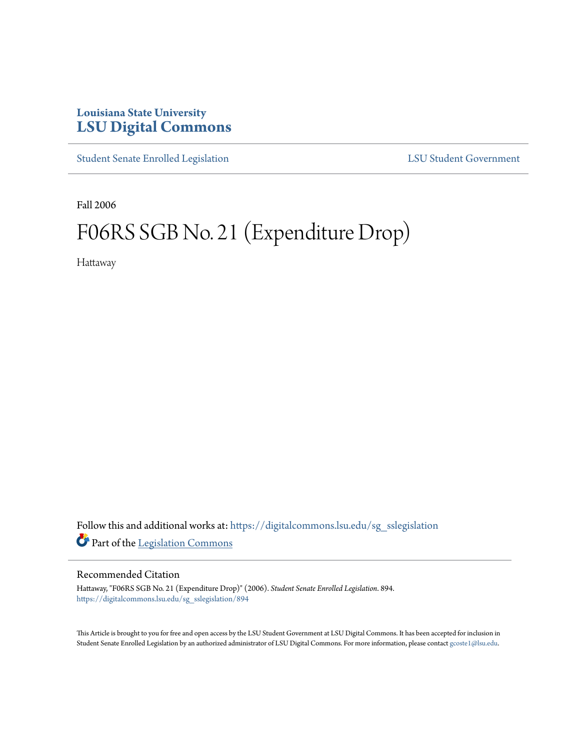Louisiana State University
**LSU Digital Commons**

Student Senate Enrolled Legislation | LSU Student Government

Fall 2006

# F06RS SGB No. 21 (Expenditure Drop)

Hattaway

Follow this and additional works at: https://digitalcommons.lsu.edu/sg_sslegislation

Part of the Legislation Commons

## Recommended Citation

Hattaway, "F06RS SGB No. 21 (Expenditure Drop)" (2006). *Student Senate Enrolled Legislation*. 894.
https://digitalcommons.lsu.edu/sg_sslegislation/894

This Article is brought to you for free and open access by the LSU Student Government at LSU Digital Commons. It has been accepted for inclusion in Student Senate Enrolled Legislation by an authorized administrator of LSU Digital Commons. For more information, please contact gcoste1@lsu.edu.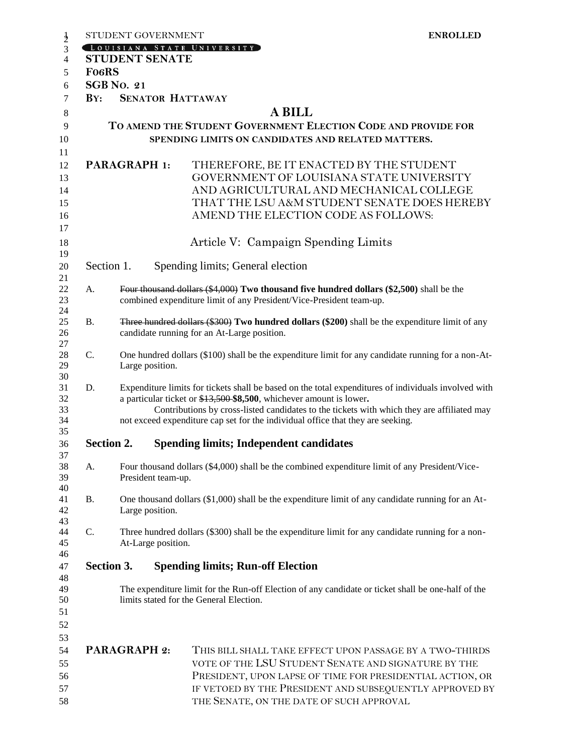STUDENT GOVERNMENT **ENROLLED**

LOUISIANA STATE UNIVERSITY

**STUDENT SENATE**

**F06RS**

**SGB NO. 21**

**BY: SENATOR HATTAWAY**

# A BILL

## TO AMEND THE STUDENT GOVERNMENT ELECTION CODE AND PROVIDE FOR SPENDING LIMITS ON CANDIDATES AND RELATED MATTERS.

**PARAGRAPH 1:** THEREFORE, BE IT ENACTED BY THE STUDENT GOVERNMENT OF LOUISIANA STATE UNIVERSITY AND AGRICULTURAL AND MECHANICAL COLLEGE THAT THE LSU A&M STUDENT SENATE DOES HEREBY AMEND THE ELECTION CODE AS FOLLOWS:

## Article V: Campaign Spending Limits

### Section 1. Spending limits; General election

A. ~~Four thousand dollars ($4,000)~~ **Two thousand five hundred dollars ($2,500)** shall be the combined expenditure limit of any President/Vice-President team-up.

B. ~~Three hundred dollars ($300)~~ **Two hundred dollars ($200)** shall be the expenditure limit of any candidate running for an At-Large position.

C. One hundred dollars ($100) shall be the expenditure limit for any candidate running for a non-At-Large position.

D. Expenditure limits for tickets shall be based on the total expenditures of individuals involved with a particular ticket or ~~$13,500~~ **$8,500**, whichever amount is lower**.**
Contributions by cross-listed candidates to the tickets with which they are affiliated may not exceed expenditure cap set for the individual office that they are seeking.

### Section 2. Spending limits; Independent candidates

A. Four thousand dollars ($4,000) shall be the combined expenditure limit of any President/Vice-President team-up.

B. One thousand dollars ($1,000) shall be the expenditure limit of any candidate running for an At-Large position.

C. Three hundred dollars ($300) shall be the expenditure limit for any candidate running for a non-At-Large position.

### Section 3. Spending limits; Run-off Election

The expenditure limit for the Run-off Election of any candidate or ticket shall be one-half of the limits stated for the General Election.

**PARAGRAPH 2:** THIS BILL SHALL TAKE EFFECT UPON PASSAGE BY A TWO-THIRDS VOTE OF THE LSU STUDENT SENATE AND SIGNATURE BY THE PRESIDENT, UPON LAPSE OF TIME FOR PRESIDENTIAL ACTION, OR IF VETOED BY THE PRESIDENT AND SUBSEQUENTLY APPROVED BY THE SENATE, ON THE DATE OF SUCH APPROVAL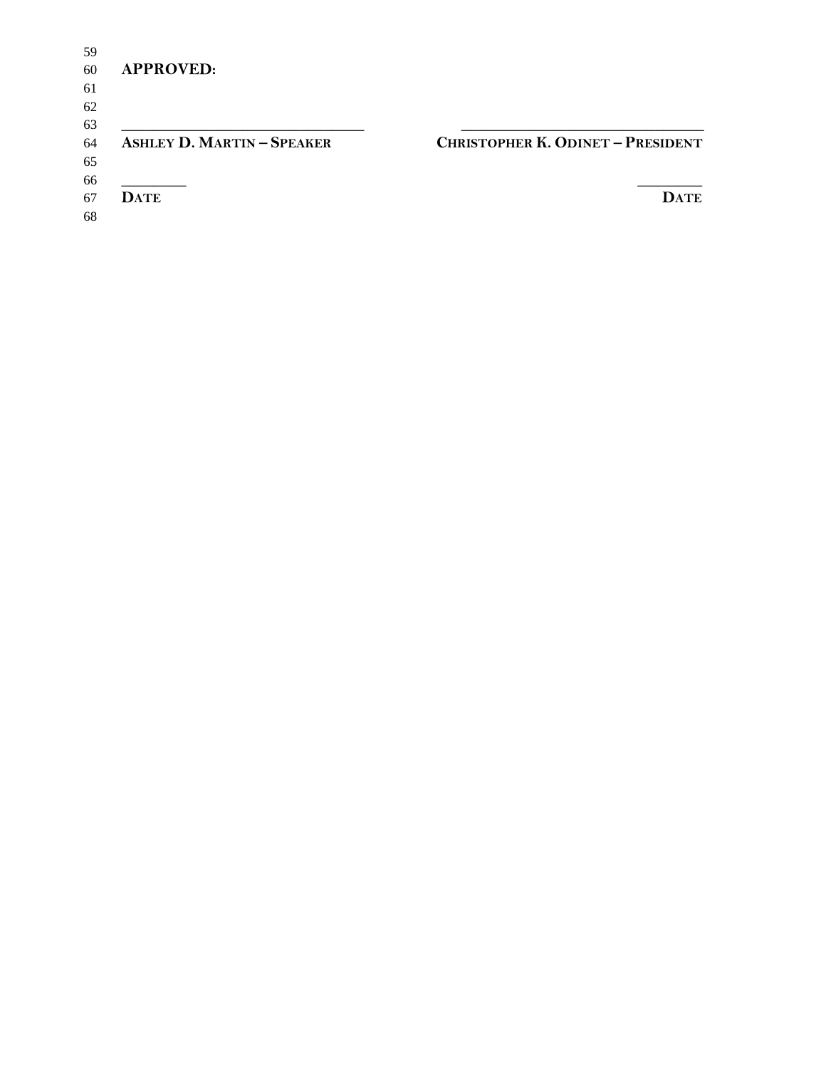**APPROVED:**

| | |
|---|---|
| \_\_\_\_\_\_\_\_\_\_\_\_\_\_\_\_\_\_\_\_\_\_\_\_\_\_\_\_\_\_\_\_ | \_\_\_\_\_\_\_\_\_\_\_\_\_\_\_\_\_\_\_\_\_\_\_\_\_\_\_\_\_\_\_\_ |
| **ASHLEY D. MARTIN – SPEAKER** | **CHRISTOPHER K. ODINET – PRESIDENT** |
| \_\_\_\_\_\_\_\_ | \_\_\_\_\_\_\_\_ |
| **DATE** | **DATE** |